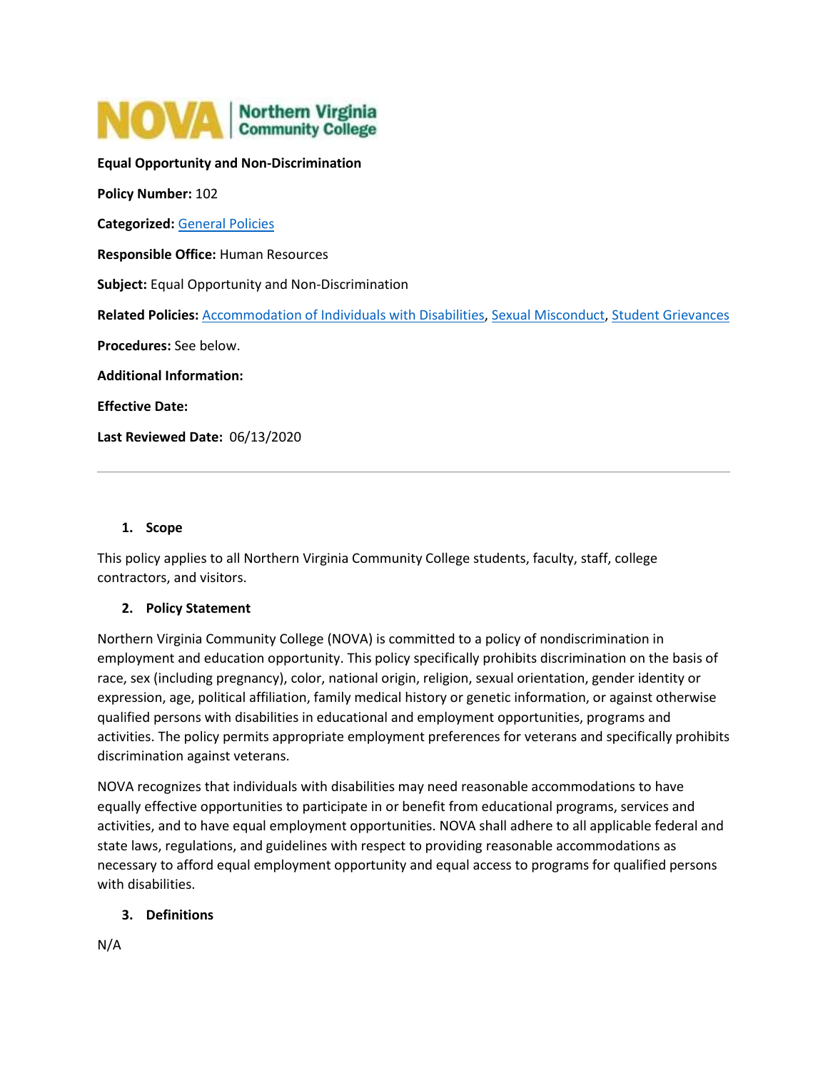**Equal Opportunity and Non-Discrimination**

**Policy Number:** 102

**Categorized:** General Policies

**Responsible Office:** Human Resources

**Subject:** Equal Opportunity and Non-Discrimination

**Related Policies:** Accommodation of Individuals with Disabilities, Sexual Misconduct, Student Grievances

**Procedures:** See below.

**Additional Information:**

**Effective Date:**

**Last Reviewed Date:** 06/13/2020

---

1. **Scope**

This policy applies to all Northern Virginia Community College students, faculty, staff, college contractors, and visitors.

2. **Policy Statement**

Northern Virginia Community College (NOVA) is committed to a policy of nondiscrimination in employment and education opportunity. This policy specifically prohibits discrimination on the basis of race, sex (including pregnancy), color, national origin, religion, sexual orientation, gender identity or expression, age, political affiliation, family medical history or genetic information, or against otherwise qualified persons with disabilities in educational and employment opportunities, programs and activities. The policy permits appropriate employment preferences for veterans and specifically prohibits discrimination against veterans.

NOVA recognizes that individuals with disabilities may need reasonable accommodations to have equally effective opportunities to participate in or benefit from educational programs, services and activities, and to have equal employment opportunities. NOVA shall adhere to all applicable federal and state laws, regulations, and guidelines with respect to providing reasonable accommodations as necessary to afford equal employment opportunity and equal access to programs for qualified persons with disabilities.

3. **Definitions**

N/A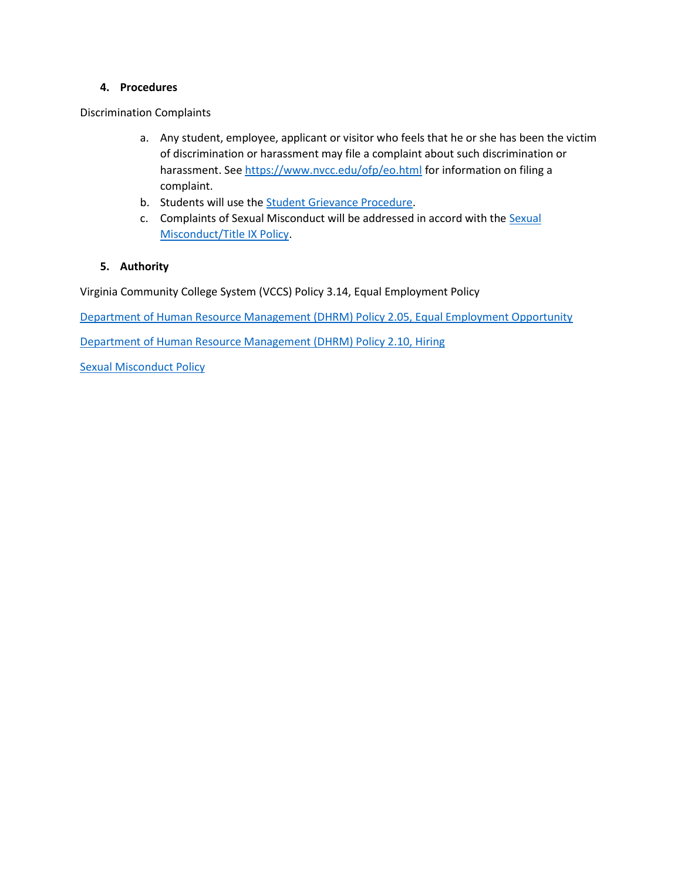## 4. Procedures

Discrimination Complaints

a. Any student, employee, applicant or visitor who feels that he or she has been the victim of discrimination or harassment may file a complaint about such discrimination or harassment. See https://www.nvcc.edu/ofp/eo.html for information on filing a complaint.
b. Students will use the Student Grievance Procedure.
c. Complaints of Sexual Misconduct will be addressed in accord with the Sexual Misconduct/Title IX Policy.

## 5. Authority

Virginia Community College System (VCCS) Policy 3.14, Equal Employment Policy

Department of Human Resource Management (DHRM) Policy 2.05, Equal Employment Opportunity

Department of Human Resource Management (DHRM) Policy 2.10, Hiring

Sexual Misconduct Policy